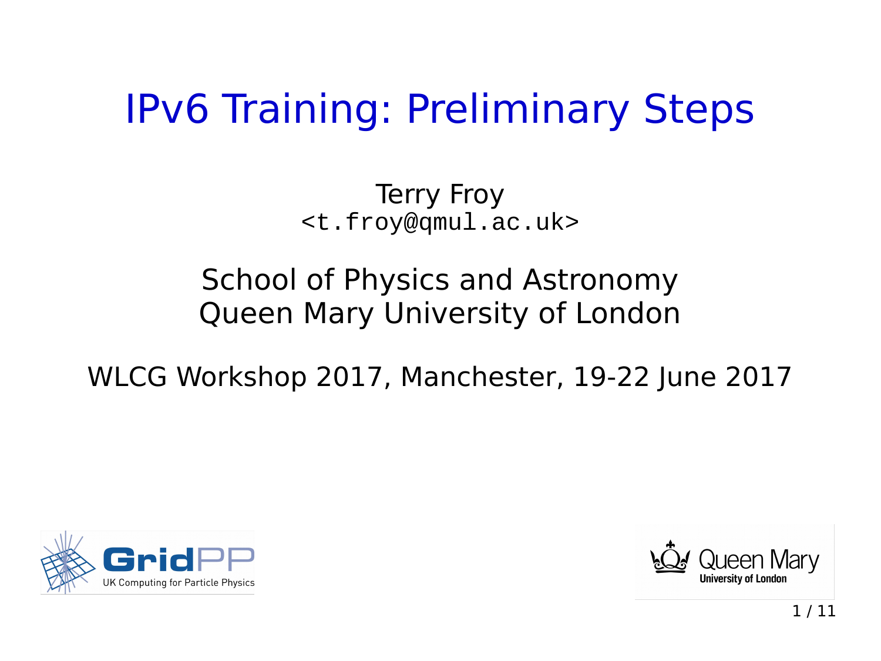# IPv6 Training: Preliminary Steps

Terry Froy
<t.froy@qmul.ac.uk>

School of Physics and Astronomy
Queen Mary University of London

WLCG Workshop 2017, Manchester, 19-22 June 2017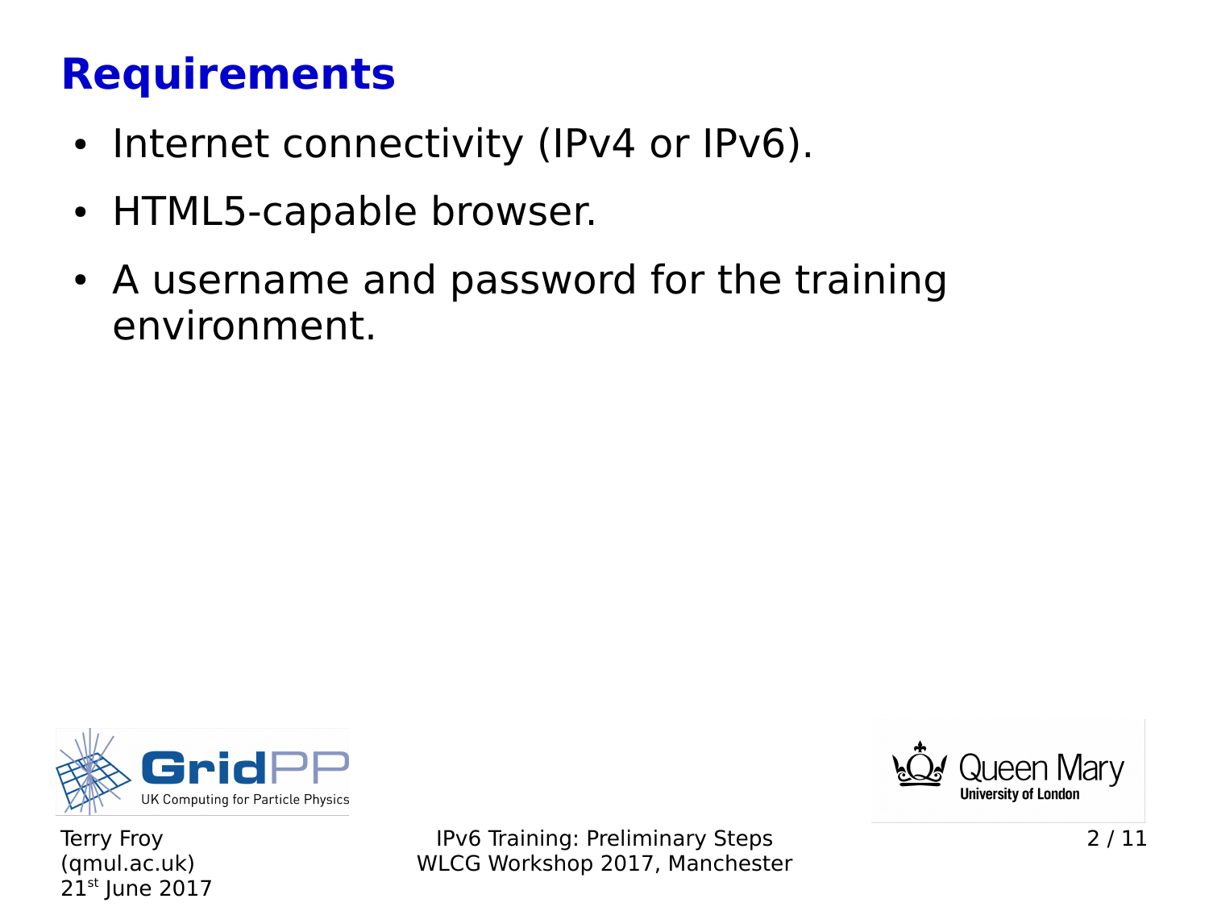# Requirements

- Internet connectivity (IPv4 or IPv6).
- HTML5-capable browser.
- A username and password for the training environment.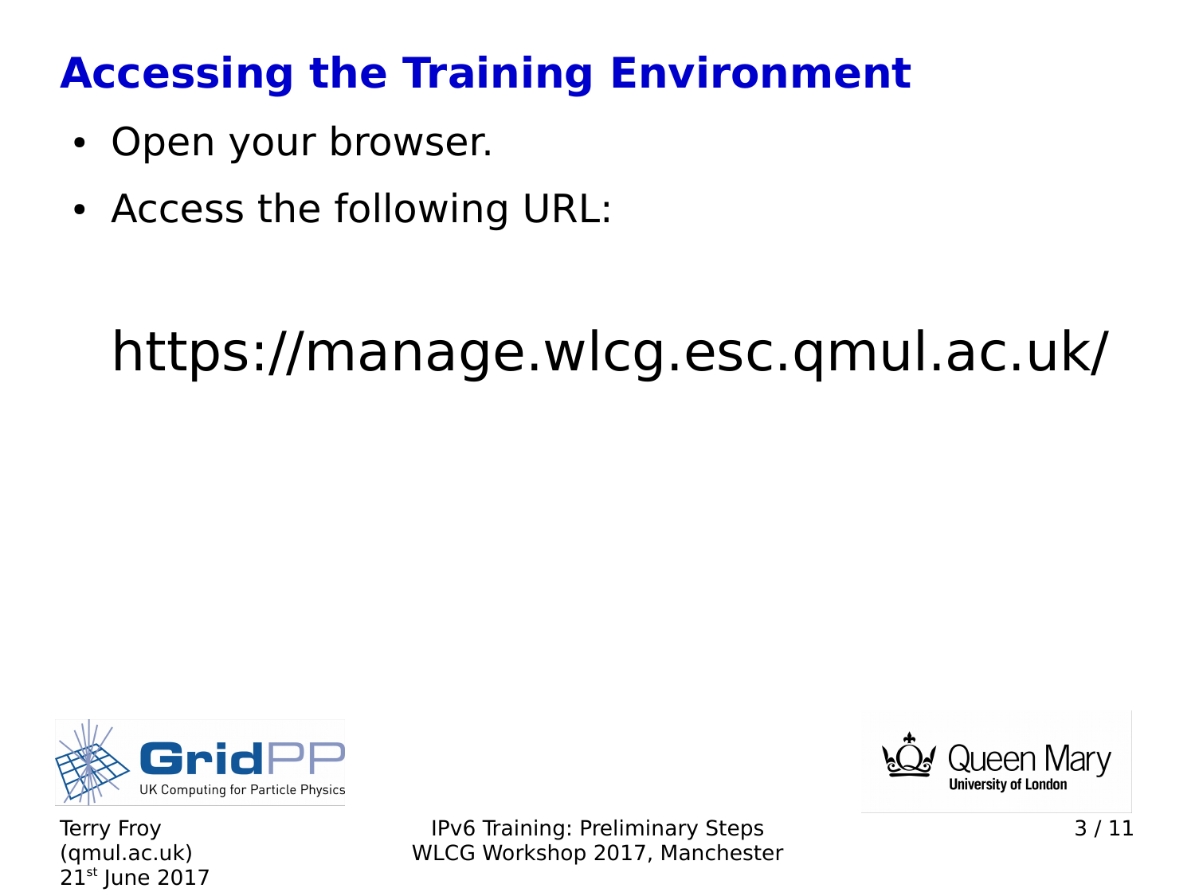# Accessing the Training Environment

- Open your browser.
- Access the following URL:

https://manage.wlcg.esc.qmul.ac.uk/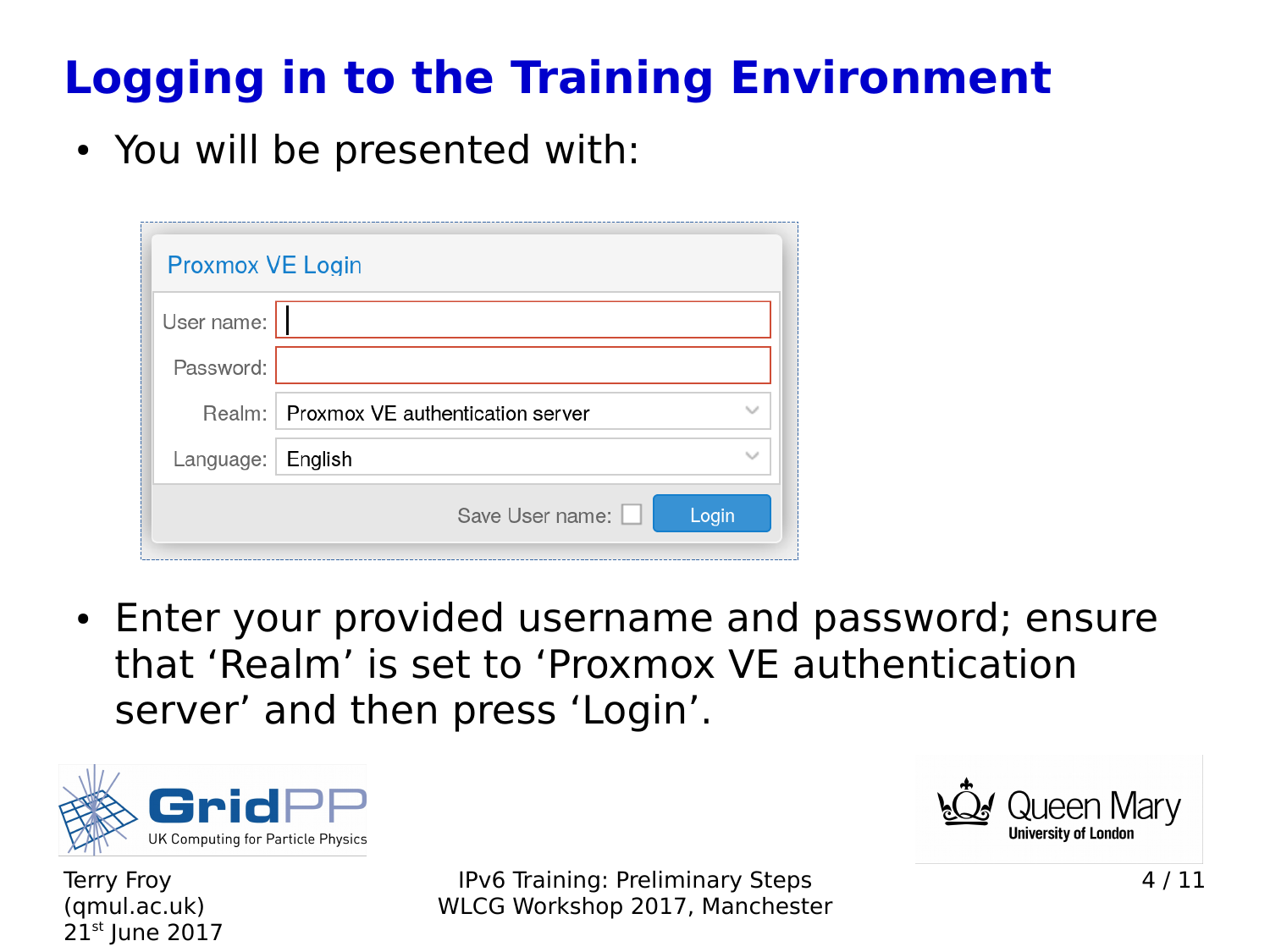# Logging in to the Training Environment

- You will be presented with:

Proxmox VE Login

User name:

Password:

Realm: Proxmox VE authentication server

Language: English

Save User name: Login

- Enter your provided username and password; ensure that ‘Realm’ is set to ‘Proxmox VE authentication server’ and then press ‘Login’.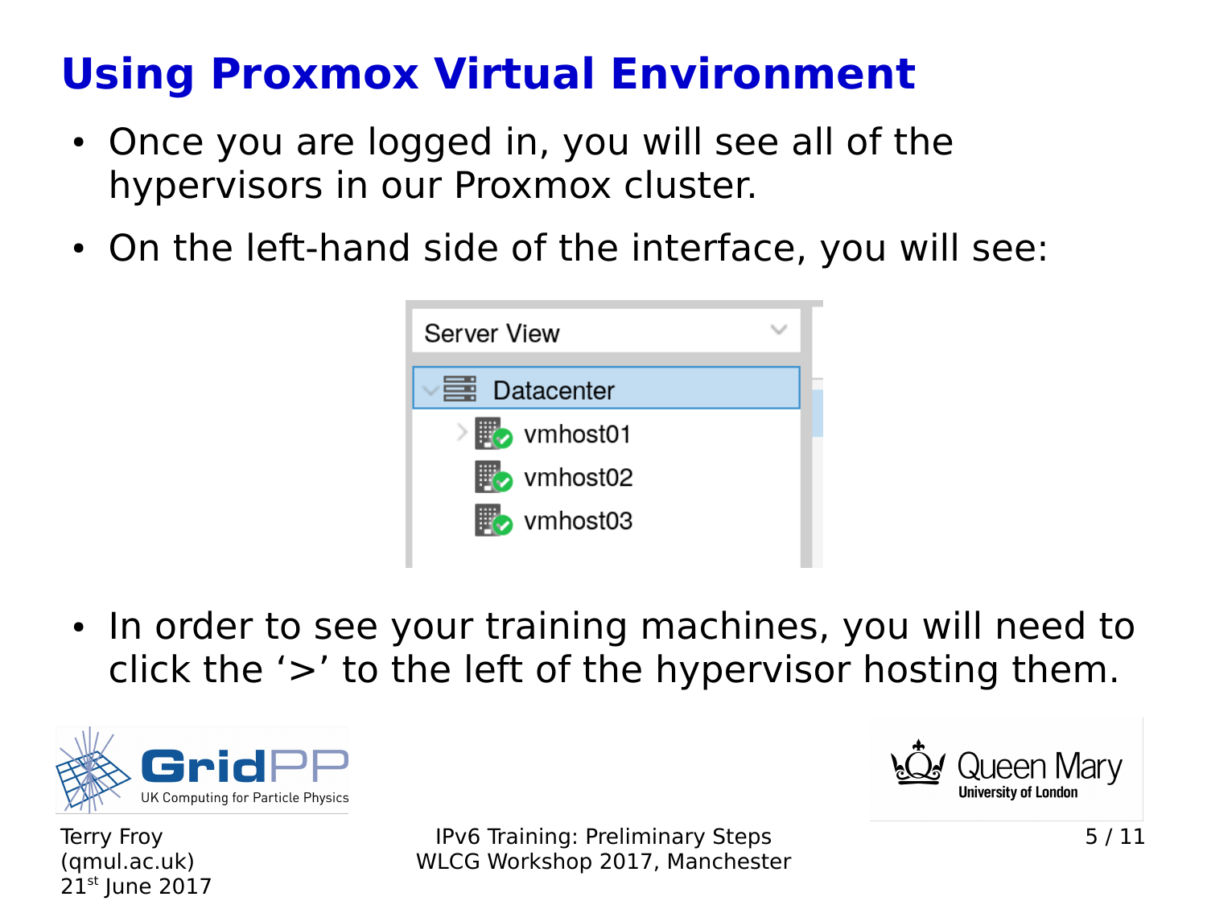# Using Proxmox Virtual Environment

- Once you are logged in, you will see all of the hypervisors in our Proxmox cluster.
- On the left-hand side of the interface, you will see:

Server View
- Datacenter
  - vmhost01
  - vmhost02
  - vmhost03

- In order to see your training machines, you will need to click the '>' to the left of the hypervisor hosting them.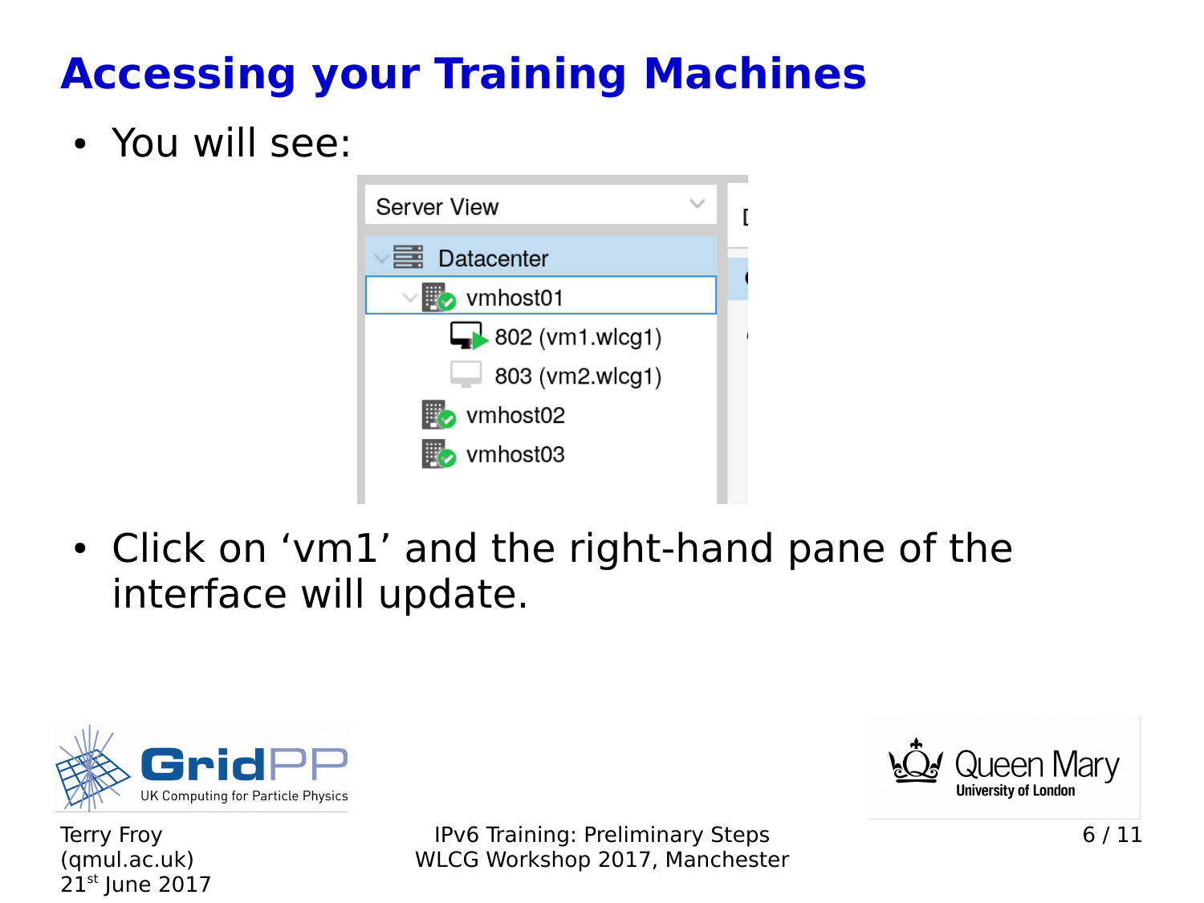# Accessing your Training Machines

- You will see:

- Click on 'vm1' and the right-hand pane of the interface will update.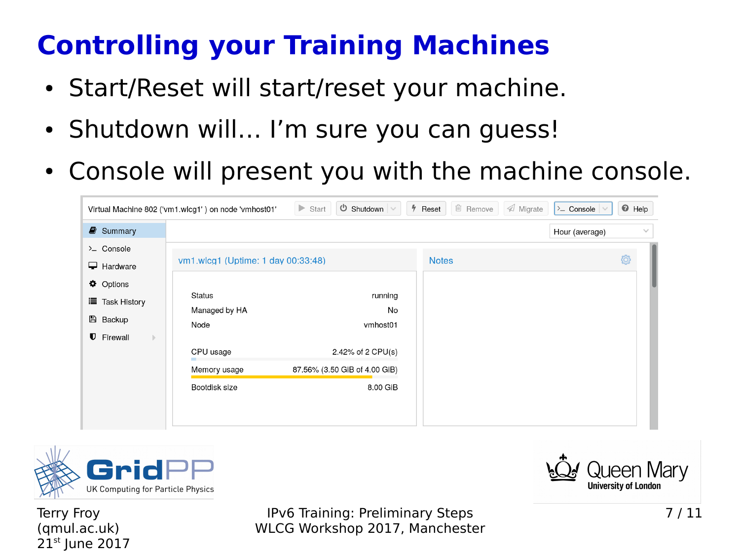# Controlling your Training Machines

- Start/Reset will start/reset your machine.
- Shutdown will... I'm sure you can guess!
- Console will present you with the machine console.

Virtual Machine 802 ('vm1.wlcg1' ) on node 'vmhost01'

Start | Shutdown | Reset | Remove | Migrate | Console | Help

- Summary
- Console
- Hardware
- Options
- Task History
- Backup
- Firewall

Hour (average)

vm1.wlcg1 (Uptime: 1 day 00:33:48)

| | |
|---|---|
| Status | running |
| Managed by HA | No |
| Node | vmhost01 |
| CPU usage | 2.42% of 2 CPU(s) |
| Memory usage | 87.56% (3.50 GiB of 4.00 GiB) |
| Bootdisk size | 8.00 GiB |

Notes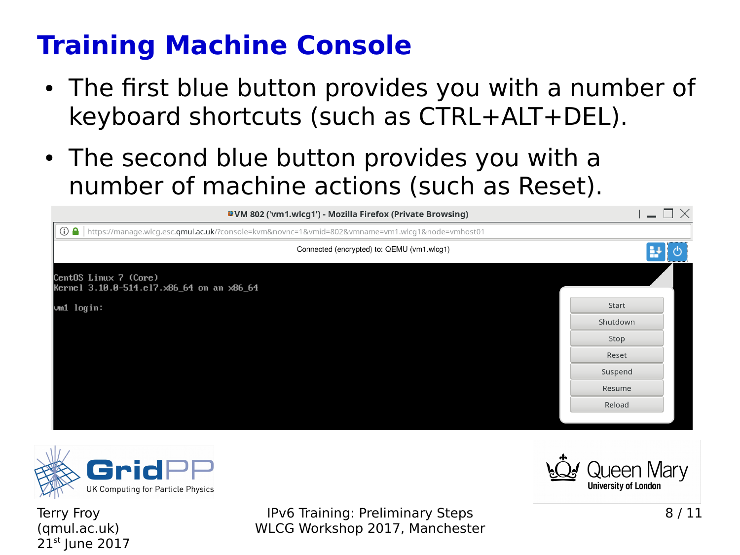# Training Machine Console

- The first blue button provides you with a number of keyboard shortcuts (such as CTRL+ALT+DEL).
- The second blue button provides you with a number of machine actions (such as Reset).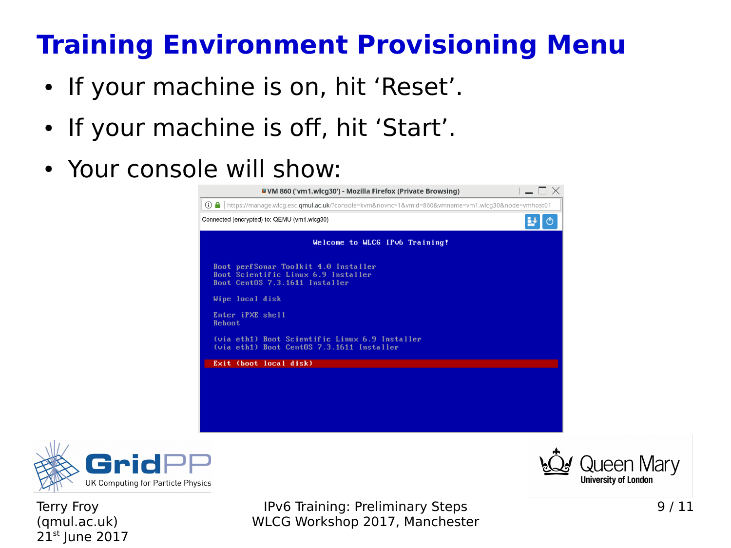# Training Environment Provisioning Menu

- If your machine is on, hit 'Reset'.
- If your machine is off, hit 'Start'.
- Your console will show:

```
VM 860 ('vm1.wlcg30') - Mozilla Firefox (Private Browsing)
https://manage.wlcg.esc.qmul.ac.uk/?console=kvm&novnc=1&vmid=860&vmname=vm1.wlcg30&node=vmhost01
Connected (encrypted) to: QEMU (vm1.wlcg30)

                    Welcome to WLCG IPv6 Training!

  Boot perfSonar Toolkit 4.0 Installer
  Boot Scientific Linux 6.9 Installer
  Boot CentOS 7.3.1611 Installer

  Wipe local disk

  Enter iPXE shell
  Reboot

  (via eth1) Boot Scientific Linux 6.9 Installer
  (via eth1) Boot CentOS 7.3.1611 Installer

  Exit (boot local disk)
```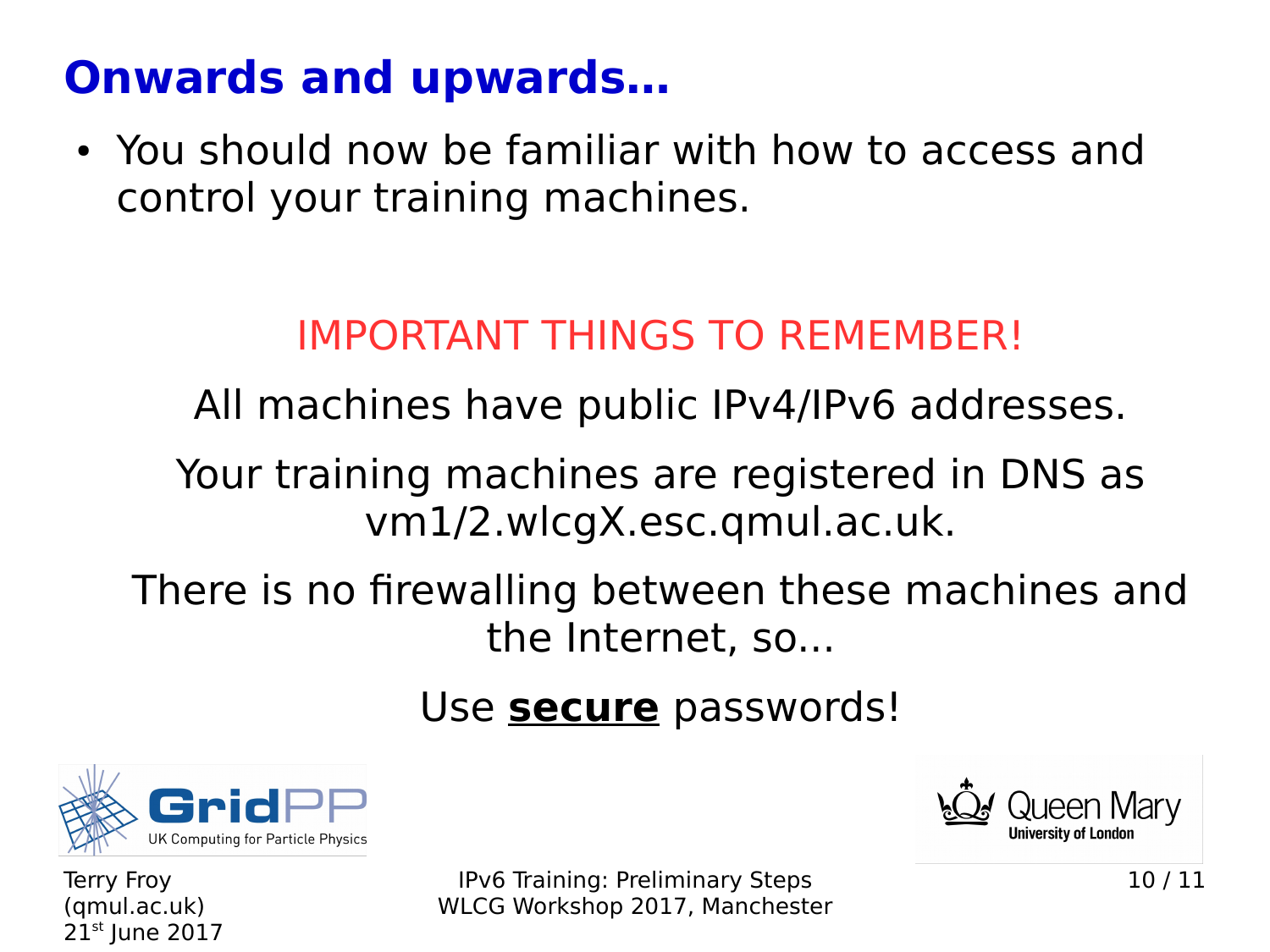# Onwards and upwards…

- You should now be familiar with how to access and control your training machines.

IMPORTANT THINGS TO REMEMBER!

All machines have public IPv4/IPv6 addresses.

Your training machines are registered in DNS as vm1/2.wlcgX.esc.qmul.ac.uk.

There is no firewalling between these machines and the Internet, so...

Use **secure** passwords!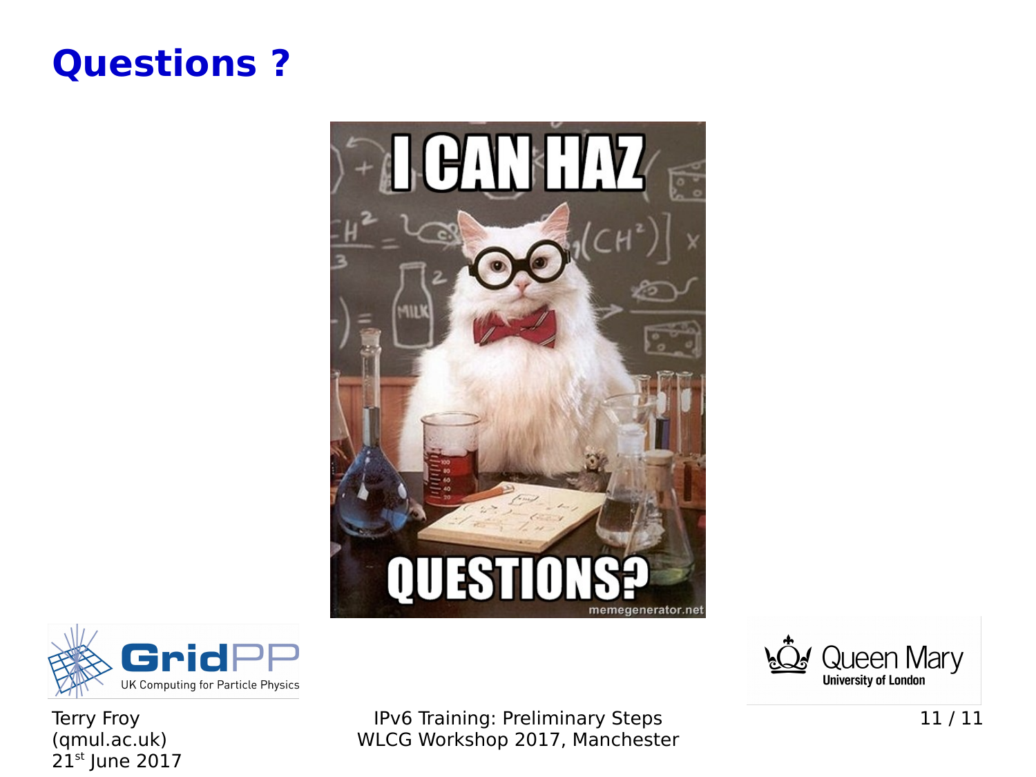# Questions ?